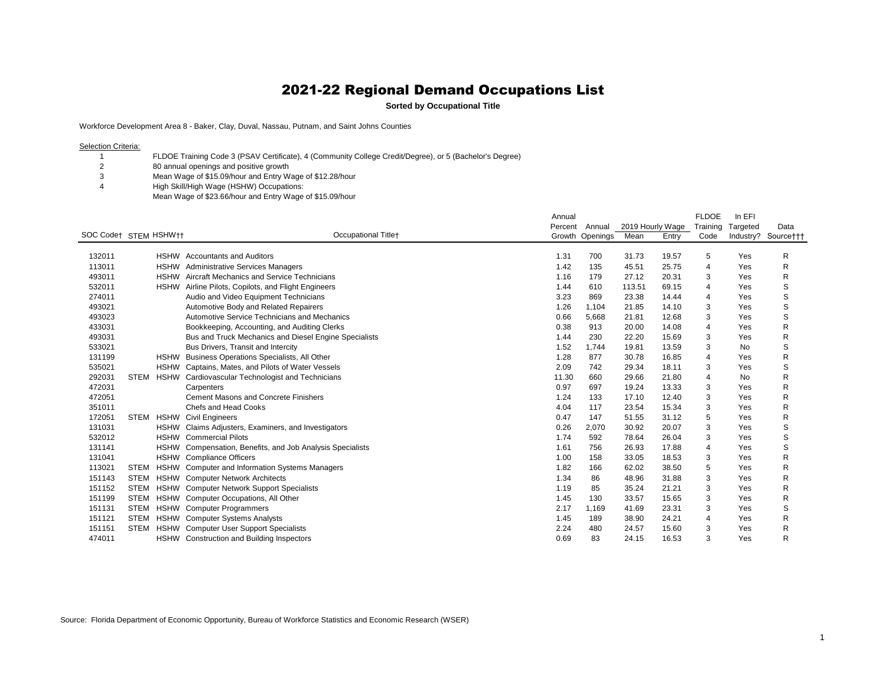# 2021-22 Regional Demand Occupations List

**Sorted by Occupational Title**

Workforce Development Area 8 - Baker, Clay, Duval, Nassau, Putnam, and Saint Johns Counties

Selection Criteria:

1. FLDOE Training Code 3 (PSAV Certificate), 4 (Community College Credit/Degree), or 5 (Bachelor's Degree)
2. 80 annual openings and positive growth
3. Mean Wage of $15.09/hour and Entry Wage of $12.28/hour
4. High Skill/High Wage (HSHW) Occupations:
   Mean Wage of $23.66/hour and Entry Wage of $15.09/hour

| SOC Code† | STEM | HSHW†† | Occupational Title† | Annual Percent Growth | Annual Openings | 2019 Hourly Wage Mean | 2019 Hourly Wage Entry | FLDOE Training Code | In EFI Targeted Industry? | Data Source††† |
|---|---|---|---|---|---|---|---|---|---|---|
| 132011 | | HSHW | Accountants and Auditors | 1.31 | 700 | 31.73 | 19.57 | 5 | Yes | R |
| 113011 | | HSHW | Administrative Services Managers | 1.42 | 135 | 45.51 | 25.75 | 4 | Yes | R |
| 493011 | | HSHW | Aircraft Mechanics and Service Technicians | 1.16 | 179 | 27.12 | 20.31 | 3 | Yes | R |
| 532011 | | HSHW | Airline Pilots, Copilots, and Flight Engineers | 1.44 | 610 | 113.51 | 69.15 | 4 | Yes | S |
| 274011 | | | Audio and Video Equipment Technicians | 3.23 | 869 | 23.38 | 14.44 | 4 | Yes | S |
| 493021 | | | Automotive Body and Related Repairers | 1.26 | 1,104 | 21.85 | 14.10 | 3 | Yes | S |
| 493023 | | | Automotive Service Technicians and Mechanics | 0.66 | 5,668 | 21.81 | 12.68 | 3 | Yes | S |
| 433031 | | | Bookkeeping, Accounting, and Auditing Clerks | 0.38 | 913 | 20.00 | 14.08 | 4 | Yes | R |
| 493031 | | | Bus and Truck Mechanics and Diesel Engine Specialists | 1.44 | 230 | 22.20 | 15.69 | 3 | Yes | R |
| 533021 | | | Bus Drivers, Transit and Intercity | 1.52 | 1,744 | 19.81 | 13.59 | 3 | No | S |
| 131199 | | HSHW | Business Operations Specialists, All Other | 1.28 | 877 | 30.78 | 16.85 | 4 | Yes | R |
| 535021 | | HSHW | Captains, Mates, and Pilots of Water Vessels | 2.09 | 742 | 29.34 | 18.11 | 3 | Yes | S |
| 292031 | STEM | HSHW | Cardiovascular Technologist and Technicians | 11.30 | 660 | 29.66 | 21.80 | 4 | No | R |
| 472031 | | | Carpenters | 0.97 | 697 | 19.24 | 13.33 | 3 | Yes | R |
| 472051 | | | Cement Masons and Concrete Finishers | 1.24 | 133 | 17.10 | 12.40 | 3 | Yes | R |
| 351011 | | | Chefs and Head Cooks | 4.04 | 117 | 23.54 | 15.34 | 3 | Yes | R |
| 172051 | STEM | HSHW | Civil Engineers | 0.47 | 147 | 51.55 | 31.12 | 5 | Yes | R |
| 131031 | | HSHW | Claims Adjusters, Examiners, and Investigators | 0.26 | 2,070 | 30.92 | 20.07 | 3 | Yes | S |
| 532012 | | HSHW | Commercial Pilots | 1.74 | 592 | 78.64 | 26.04 | 3 | Yes | S |
| 131141 | | HSHW | Compensation, Benefits, and Job Analysis Specialists | 1.61 | 756 | 26.93 | 17.88 | 4 | Yes | S |
| 131041 | | HSHW | Compliance Officers | 1.00 | 158 | 33.05 | 18.53 | 3 | Yes | R |
| 113021 | STEM | HSHW | Computer and Information Systems Managers | 1.82 | 166 | 62.02 | 38.50 | 5 | Yes | R |
| 151143 | STEM | HSHW | Computer Network Architects | 1.34 | 86 | 48.96 | 31.88 | 3 | Yes | R |
| 151152 | STEM | HSHW | Computer Network Support Specialists | 1.19 | 85 | 35.24 | 21.21 | 3 | Yes | R |
| 151199 | STEM | HSHW | Computer Occupations, All Other | 1.45 | 130 | 33.57 | 15.65 | 3 | Yes | R |
| 151131 | STEM | HSHW | Computer Programmers | 2.17 | 1,169 | 41.69 | 23.31 | 3 | Yes | S |
| 151121 | STEM | HSHW | Computer Systems Analysts | 1.45 | 189 | 38.90 | 24.21 | 4 | Yes | R |
| 151151 | STEM | HSHW | Computer User Support Specialists | 2.24 | 480 | 24.57 | 15.60 | 3 | Yes | R |
| 474011 | | HSHW | Construction and Building Inspectors | 0.69 | 83 | 24.15 | 16.53 | 3 | Yes | R |

Source: Florida Department of Economic Opportunity, Bureau of Workforce Statistics and Economic Research (WSER)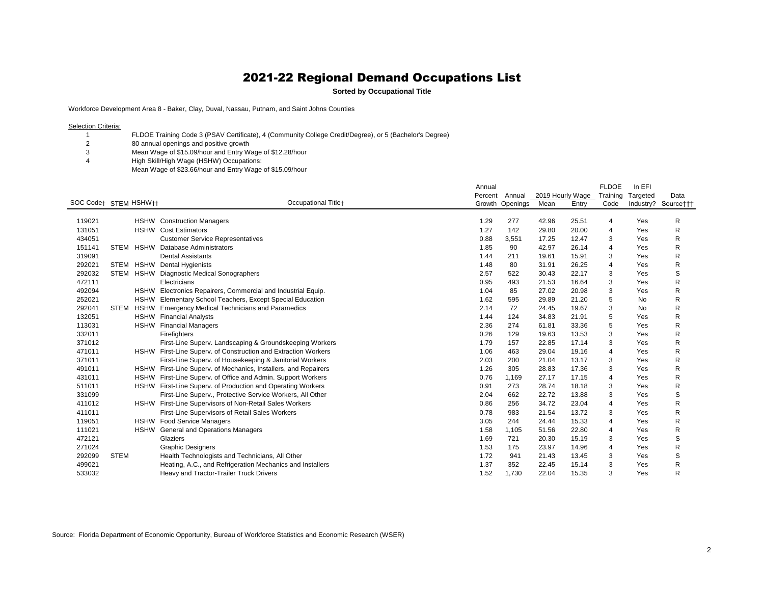# 2021-22 Regional Demand Occupations List

**Sorted by Occupational Title**

Workforce Development Area 8 - Baker, Clay, Duval, Nassau, Putnam, and Saint Johns Counties

Selection Criteria:

1. FLDOE Training Code 3 (PSAV Certificate), 4 (Community College Credit/Degree), or 5 (Bachelor's Degree)
2. 80 annual openings and positive growth
3. Mean Wage of $15.09/hour and Entry Wage of $12.28/hour
4. High Skill/High Wage (HSHW) Occupations:
   Mean Wage of $23.66/hour and Entry Wage of $15.09/hour

| SOC Code† | STEM | HSHW†† | Occupational Title† | Annual Percent Growth | Annual Openings | 2019 Hourly Wage Mean | 2019 Hourly Wage Entry | FLDOE Training Code | In EFI Targeted Industry? | Data Source††† |
|---|---|---|---|---|---|---|---|---|---|---|
| 119021 | | HSHW | Construction Managers | 1.29 | 277 | 42.96 | 25.51 | 4 | Yes | R |
| 131051 | | HSHW | Cost Estimators | 1.27 | 142 | 29.80 | 20.00 | 4 | Yes | R |
| 434051 | | | Customer Service Representatives | 0.88 | 3,551 | 17.25 | 12.47 | 3 | Yes | R |
| 151141 | STEM | HSHW | Database Administrators | 1.85 | 90 | 42.97 | 26.14 | 4 | Yes | R |
| 319091 | | | Dental Assistants | 1.44 | 211 | 19.61 | 15.91 | 3 | Yes | R |
| 292021 | STEM | HSHW | Dental Hygienists | 1.48 | 80 | 31.91 | 26.25 | 4 | Yes | R |
| 292032 | STEM | HSHW | Diagnostic Medical Sonographers | 2.57 | 522 | 30.43 | 22.17 | 3 | Yes | S |
| 472111 | | | Electricians | 0.95 | 493 | 21.53 | 16.64 | 3 | Yes | R |
| 492094 | | HSHW | Electronics Repairers, Commercial and Industrial Equip. | 1.04 | 85 | 27.02 | 20.98 | 3 | Yes | R |
| 252021 | | HSHW | Elementary School Teachers, Except Special Education | 1.62 | 595 | 29.89 | 21.20 | 5 | No | R |
| 292041 | STEM | HSHW | Emergency Medical Technicians and Paramedics | 2.14 | 72 | 24.45 | 19.67 | 3 | No | R |
| 132051 | | HSHW | Financial Analysts | 1.44 | 124 | 34.83 | 21.91 | 5 | Yes | R |
| 113031 | | HSHW | Financial Managers | 2.36 | 274 | 61.81 | 33.36 | 5 | Yes | R |
| 332011 | | | Firefighters | 0.26 | 129 | 19.63 | 13.53 | 3 | Yes | R |
| 371012 | | | First-Line Superv. Landscaping & Groundskeeping Workers | 1.79 | 157 | 22.85 | 17.14 | 3 | Yes | R |
| 471011 | | HSHW | First-Line Superv. of Construction and Extraction Workers | 1.06 | 463 | 29.04 | 19.16 | 4 | Yes | R |
| 371011 | | | First-Line Superv. of Housekeeping & Janitorial Workers | 2.03 | 200 | 21.04 | 13.17 | 3 | Yes | R |
| 491011 | | HSHW | First-Line Superv. of Mechanics, Installers, and Repairers | 1.26 | 305 | 28.83 | 17.36 | 3 | Yes | R |
| 431011 | | HSHW | First-Line Superv. of Office and Admin. Support Workers | 0.76 | 1,169 | 27.17 | 17.15 | 4 | Yes | R |
| 511011 | | HSHW | First-Line Superv. of Production and Operating Workers | 0.91 | 273 | 28.74 | 18.18 | 3 | Yes | R |
| 331099 | | | First-Line Superv., Protective Service Workers, All Other | 2.04 | 662 | 22.72 | 13.88 | 3 | Yes | S |
| 411012 | | HSHW | First-Line Supervisors of Non-Retail Sales Workers | 0.86 | 256 | 34.72 | 23.04 | 4 | Yes | R |
| 411011 | | | First-Line Supervisors of Retail Sales Workers | 0.78 | 983 | 21.54 | 13.72 | 3 | Yes | R |
| 119051 | | HSHW | Food Service Managers | 3.05 | 244 | 24.44 | 15.33 | 4 | Yes | R |
| 111021 | | HSHW | General and Operations Managers | 1.58 | 1,105 | 51.56 | 22.80 | 4 | Yes | R |
| 472121 | | | Glaziers | 1.69 | 721 | 20.30 | 15.19 | 3 | Yes | S |
| 271024 | | | Graphic Designers | 1.53 | 175 | 23.97 | 14.96 | 4 | Yes | R |
| 292099 | STEM | | Health Technologists and Technicians, All Other | 1.72 | 941 | 21.43 | 13.45 | 3 | Yes | S |
| 499021 | | | Heating, A.C., and Refrigeration Mechanics and Installers | 1.37 | 352 | 22.45 | 15.14 | 3 | Yes | R |
| 533032 | | | Heavy and Tractor-Trailer Truck Drivers | 1.52 | 1,730 | 22.04 | 15.35 | 3 | Yes | R |

Source: Florida Department of Economic Opportunity, Bureau of Workforce Statistics and Economic Research (WSER)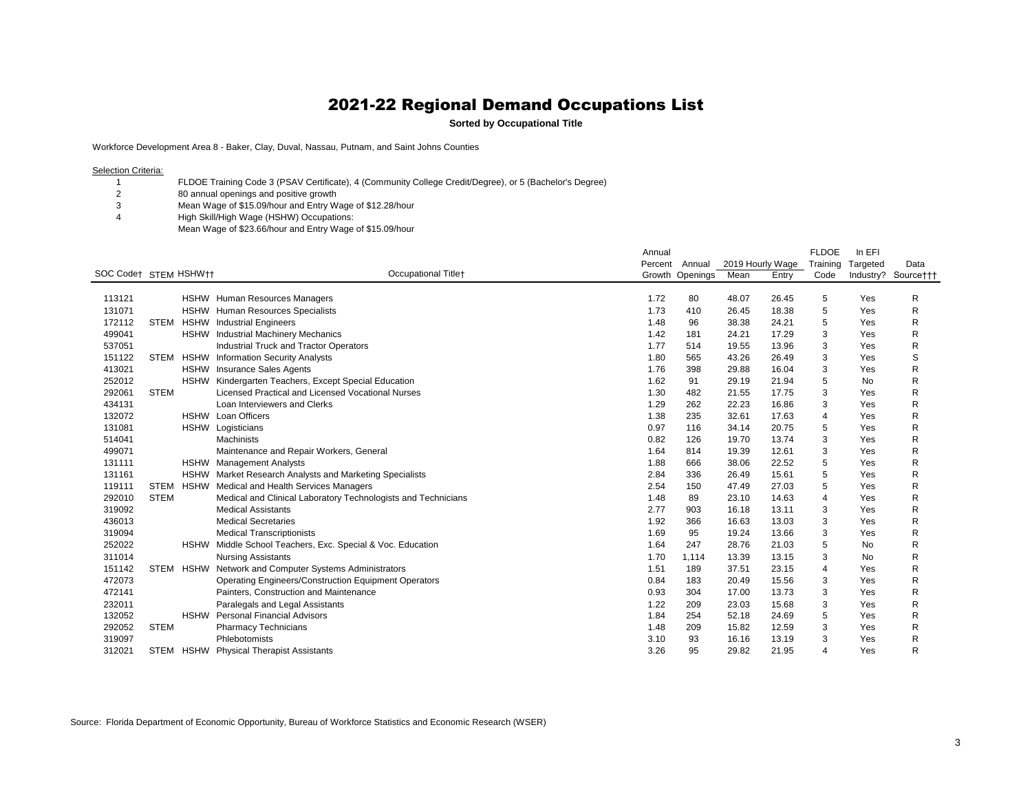# 2021-22 Regional Demand Occupations List

**Sorted by Occupational Title**

Workforce Development Area 8 - Baker, Clay, Duval, Nassau, Putnam, and Saint Johns Counties

Selection Criteria:

1. FLDOE Training Code 3 (PSAV Certificate), 4 (Community College Credit/Degree), or 5 (Bachelor's Degree)
2. 80 annual openings and positive growth
3. Mean Wage of $15.09/hour and Entry Wage of $12.28/hour
4. High Skill/High Wage (HSHW) Occupations:
   Mean Wage of $23.66/hour and Entry Wage of $15.09/hour

| SOC Code† | STEM | HSHW†† | Occupational Title† | Annual Percent Growth | Annual Openings | 2019 Hourly Wage Mean | 2019 Hourly Wage Entry | FLDOE Training Code | In EFI Targeted Industry? | Data Source††† |
|---|---|---|---|---|---|---|---|---|---|---|
| 113121 | | HSHW | Human Resources Managers | 1.72 | 80 | 48.07 | 26.45 | 5 | Yes | R |
| 131071 | | HSHW | Human Resources Specialists | 1.73 | 410 | 26.45 | 18.38 | 5 | Yes | R |
| 172112 | STEM | HSHW | Industrial Engineers | 1.48 | 96 | 38.38 | 24.21 | 5 | Yes | R |
| 499041 | | HSHW | Industrial Machinery Mechanics | 1.42 | 181 | 24.21 | 17.29 | 3 | Yes | R |
| 537051 | | | Industrial Truck and Tractor Operators | 1.77 | 514 | 19.55 | 13.96 | 3 | Yes | R |
| 151122 | STEM | HSHW | Information Security Analysts | 1.80 | 565 | 43.26 | 26.49 | 3 | Yes | S |
| 413021 | | HSHW | Insurance Sales Agents | 1.76 | 398 | 29.88 | 16.04 | 3 | Yes | R |
| 252012 | | HSHW | Kindergarten Teachers, Except Special Education | 1.62 | 91 | 29.19 | 21.94 | 5 | No | R |
| 292061 | STEM | | Licensed Practical and Licensed Vocational Nurses | 1.30 | 482 | 21.55 | 17.75 | 3 | Yes | R |
| 434131 | | | Loan Interviewers and Clerks | 1.29 | 262 | 22.23 | 16.86 | 3 | Yes | R |
| 132072 | | HSHW | Loan Officers | 1.38 | 235 | 32.61 | 17.63 | 4 | Yes | R |
| 131081 | | HSHW | Logisticians | 0.97 | 116 | 34.14 | 20.75 | 5 | Yes | R |
| 514041 | | | Machinists | 0.82 | 126 | 19.70 | 13.74 | 3 | Yes | R |
| 499071 | | | Maintenance and Repair Workers, General | 1.64 | 814 | 19.39 | 12.61 | 3 | Yes | R |
| 131111 | | HSHW | Management Analysts | 1.88 | 666 | 38.06 | 22.52 | 5 | Yes | R |
| 131161 | | HSHW | Market Research Analysts and Marketing Specialists | 2.84 | 336 | 26.49 | 15.61 | 5 | Yes | R |
| 119111 | STEM | HSHW | Medical and Health Services Managers | 2.54 | 150 | 47.49 | 27.03 | 5 | Yes | R |
| 292010 | STEM | | Medical and Clinical Laboratory Technologists and Technicians | 1.48 | 89 | 23.10 | 14.63 | 4 | Yes | R |
| 319092 | | | Medical Assistants | 2.77 | 903 | 16.18 | 13.11 | 3 | Yes | R |
| 436013 | | | Medical Secretaries | 1.92 | 366 | 16.63 | 13.03 | 3 | Yes | R |
| 319094 | | | Medical Transcriptionists | 1.69 | 95 | 19.24 | 13.66 | 3 | Yes | R |
| 252022 | | HSHW | Middle School Teachers, Exc. Special & Voc. Education | 1.64 | 247 | 28.76 | 21.03 | 5 | No | R |
| 311014 | | | Nursing Assistants | 1.70 | 1,114 | 13.39 | 13.15 | 3 | No | R |
| 151142 | STEM | HSHW | Network and Computer Systems Administrators | 1.51 | 189 | 37.51 | 23.15 | 4 | Yes | R |
| 472073 | | | Operating Engineers/Construction Equipment Operators | 0.84 | 183 | 20.49 | 15.56 | 3 | Yes | R |
| 472141 | | | Painters, Construction and Maintenance | 0.93 | 304 | 17.00 | 13.73 | 3 | Yes | R |
| 232011 | | | Paralegals and Legal Assistants | 1.22 | 209 | 23.03 | 15.68 | 3 | Yes | R |
| 132052 | | HSHW | Personal Financial Advisors | 1.84 | 254 | 52.18 | 24.69 | 5 | Yes | R |
| 292052 | STEM | | Pharmacy Technicians | 1.48 | 209 | 15.82 | 12.59 | 3 | Yes | R |
| 319097 | | | Phlebotomists | 3.10 | 93 | 16.16 | 13.19 | 3 | Yes | R |
| 312021 | STEM | HSHW | Physical Therapist Assistants | 3.26 | 95 | 29.82 | 21.95 | 4 | Yes | R |

Source: Florida Department of Economic Opportunity, Bureau of Workforce Statistics and Economic Research (WSER)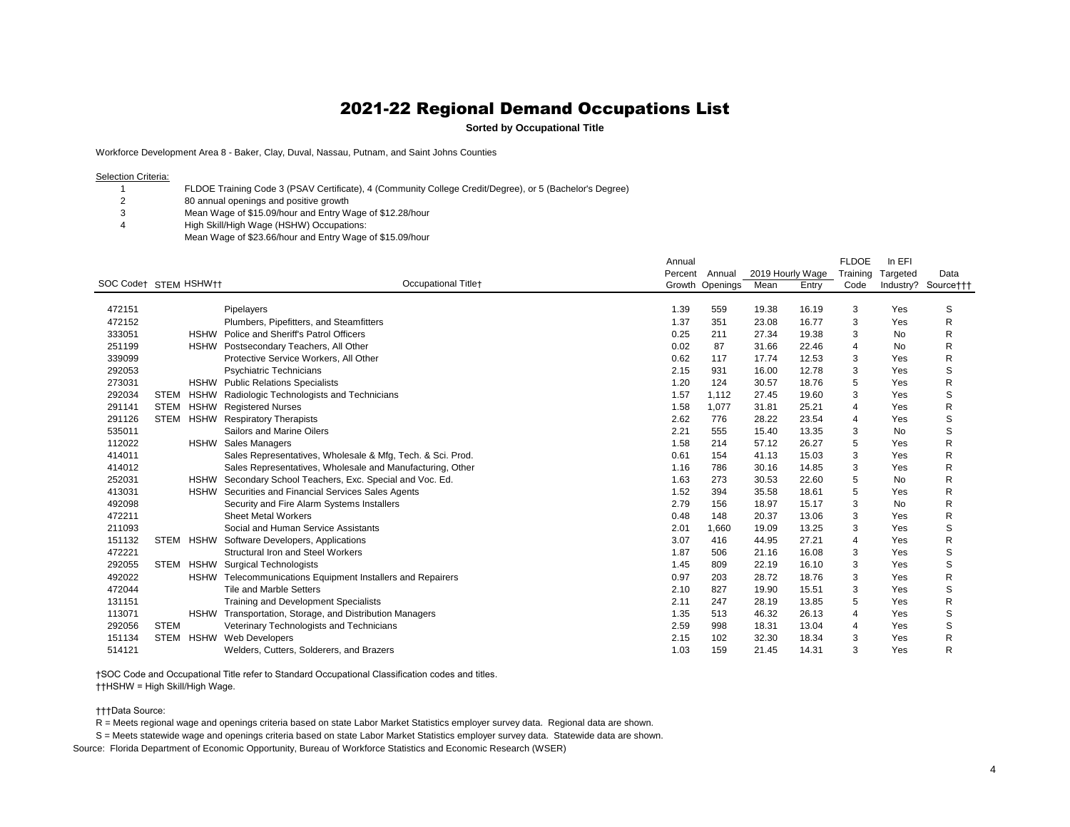# 2021-22 Regional Demand Occupations List

**Sorted by Occupational Title**

Workforce Development Area 8 - Baker, Clay, Duval, Nassau, Putnam, and Saint Johns Counties

Selection Criteria:

1. FLDOE Training Code 3 (PSAV Certificate), 4 (Community College Credit/Degree), or 5 (Bachelor's Degree)
2. 80 annual openings and positive growth
3. Mean Wage of $15.09/hour and Entry Wage of $12.28/hour
4. High Skill/High Wage (HSHW) Occupations:
   Mean Wage of $23.66/hour and Entry Wage of $15.09/hour

| SOC Code† | STEM | HSHW†† | Occupational Title† | Annual Percent Growth | Annual Openings | 2019 Hourly Wage Mean | 2019 Hourly Wage Entry | FLDOE Training Code | In EFI Targeted Industry? | Data Source††† |
|---|---|---|---|---|---|---|---|---|---|---|
| 472151 | | | Pipelayers | 1.39 | 559 | 19.38 | 16.19 | 3 | Yes | S |
| 472152 | | | Plumbers, Pipefitters, and Steamfitters | 1.37 | 351 | 23.08 | 16.77 | 3 | Yes | R |
| 333051 | | HSHW | Police and Sheriff's Patrol Officers | 0.25 | 211 | 27.34 | 19.38 | 3 | No | R |
| 251199 | | HSHW | Postsecondary Teachers, All Other | 0.02 | 87 | 31.66 | 22.46 | 4 | No | R |
| 339099 | | | Protective Service Workers, All Other | 0.62 | 117 | 17.74 | 12.53 | 3 | Yes | R |
| 292053 | | | Psychiatric Technicians | 2.15 | 931 | 16.00 | 12.78 | 3 | Yes | S |
| 273031 | | HSHW | Public Relations Specialists | 1.20 | 124 | 30.57 | 18.76 | 5 | Yes | R |
| 292034 | STEM | HSHW | Radiologic Technologists and Technicians | 1.57 | 1,112 | 27.45 | 19.60 | 3 | Yes | S |
| 291141 | STEM | HSHW | Registered Nurses | 1.58 | 1,077 | 31.81 | 25.21 | 4 | Yes | R |
| 291126 | STEM | HSHW | Respiratory Therapists | 2.62 | 776 | 28.22 | 23.54 | 4 | Yes | S |
| 535011 | | | Sailors and Marine Oilers | 2.21 | 555 | 15.40 | 13.35 | 3 | No | S |
| 112022 | | HSHW | Sales Managers | 1.58 | 214 | 57.12 | 26.27 | 5 | Yes | R |
| 414011 | | | Sales Representatives, Wholesale & Mfg, Tech. & Sci. Prod. | 0.61 | 154 | 41.13 | 15.03 | 3 | Yes | R |
| 414012 | | | Sales Representatives, Wholesale and Manufacturing, Other | 1.16 | 786 | 30.16 | 14.85 | 3 | Yes | R |
| 252031 | | HSHW | Secondary School Teachers, Exc. Special and Voc. Ed. | 1.63 | 273 | 30.53 | 22.60 | 5 | No | R |
| 413031 | | HSHW | Securities and Financial Services Sales Agents | 1.52 | 394 | 35.58 | 18.61 | 5 | Yes | R |
| 492098 | | | Security and Fire Alarm Systems Installers | 2.79 | 156 | 18.97 | 15.17 | 3 | No | R |
| 472211 | | | Sheet Metal Workers | 0.48 | 148 | 20.37 | 13.06 | 3 | Yes | R |
| 211093 | | | Social and Human Service Assistants | 2.01 | 1,660 | 19.09 | 13.25 | 3 | Yes | S |
| 151132 | STEM | HSHW | Software Developers, Applications | 3.07 | 416 | 44.95 | 27.21 | 4 | Yes | R |
| 472221 | | | Structural Iron and Steel Workers | 1.87 | 506 | 21.16 | 16.08 | 3 | Yes | S |
| 292055 | STEM | HSHW | Surgical Technologists | 1.45 | 809 | 22.19 | 16.10 | 3 | Yes | S |
| 492022 | | HSHW | Telecommunications Equipment Installers and Repairers | 0.97 | 203 | 28.72 | 18.76 | 3 | Yes | R |
| 472044 | | | Tile and Marble Setters | 2.10 | 827 | 19.90 | 15.51 | 3 | Yes | S |
| 131151 | | | Training and Development Specialists | 2.11 | 247 | 28.19 | 13.85 | 5 | Yes | R |
| 113071 | | HSHW | Transportation, Storage, and Distribution Managers | 1.35 | 513 | 46.32 | 26.13 | 4 | Yes | S |
| 292056 | STEM | | Veterinary Technologists and Technicians | 2.59 | 998 | 18.31 | 13.04 | 4 | Yes | S |
| 151134 | STEM | HSHW | Web Developers | 2.15 | 102 | 32.30 | 18.34 | 3 | Yes | R |
| 514121 | | | Welders, Cutters, Solderers, and Brazers | 1.03 | 159 | 21.45 | 14.31 | 3 | Yes | R |

†SOC Code and Occupational Title refer to Standard Occupational Classification codes and titles.

††HSHW = High Skill/High Wage.

†††Data Source:

R = Meets regional wage and openings criteria based on state Labor Market Statistics employer survey data. Regional data are shown.

S = Meets statewide wage and openings criteria based on state Labor Market Statistics employer survey data. Statewide data are shown.

Source: Florida Department of Economic Opportunity, Bureau of Workforce Statistics and Economic Research (WSER)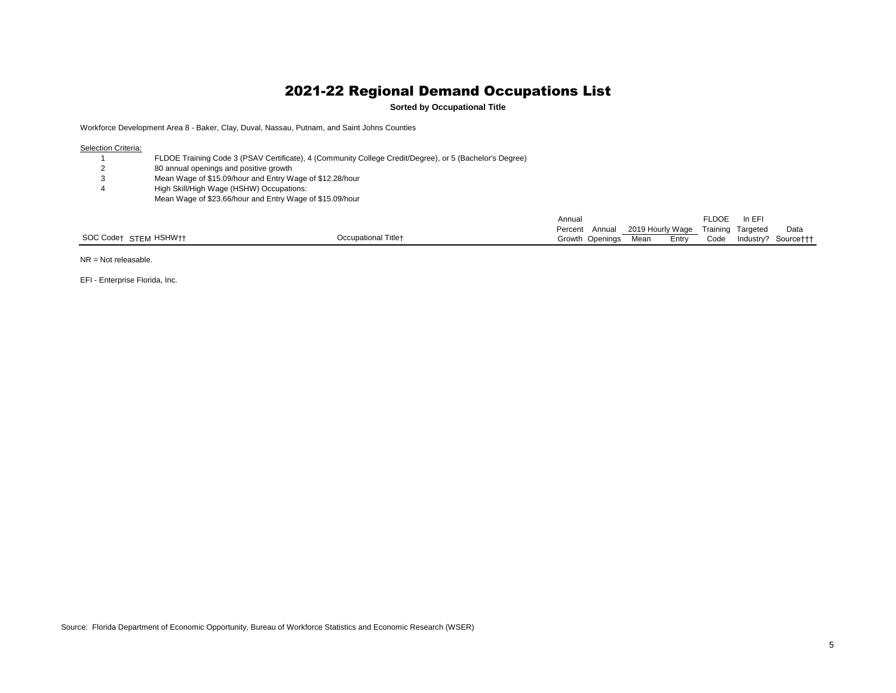# 2021-22 Regional Demand Occupations List

**Sorted by Occupational Title**

Workforce Development Area 8 - Baker, Clay, Duval, Nassau, Putnam, and Saint Johns Counties

Selection Criteria:

1. FLDOE Training Code 3 (PSAV Certificate), 4 (Community College Credit/Degree), or 5 (Bachelor's Degree)
2. 80 annual openings and positive growth
3. Mean Wage of $15.09/hour and Entry Wage of $12.28/hour
4. High Skill/High Wage (HSHW) Occupations:
   Mean Wage of $23.66/hour and Entry Wage of $15.09/hour

| SOC Code† | STEM | HSHW†† | Occupational Title† | Annual Percent Growth | Annual Openings | 2019 Hourly Wage | | FLDOE Training Code | In EFI Targeted Industry? | Data Source††† |
|---|---|---|---|---|---|---|---|---|---|---|
| | | | | | | Mean | Entry | | | |

NR = Not releasable.

EFI - Enterprise Florida, Inc.

Source: Florida Department of Economic Opportunity, Bureau of Workforce Statistics and Economic Research (WSER)